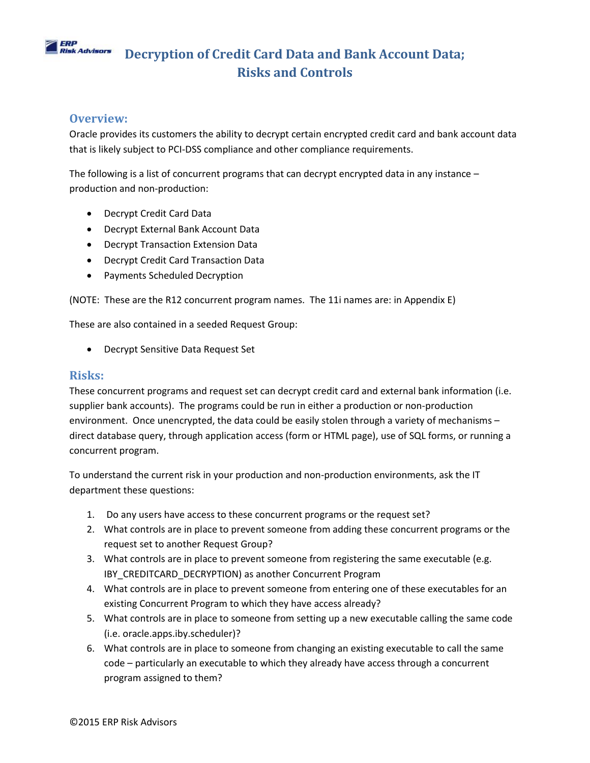# Decryption of Credit Card Data and Bank Account Data; Risks and Controls

## Overview:

Oracle provides its customers the ability to decrypt certain encrypted credit card and bank account data that is likely subject to PCI-DSS compliance and other compliance requirements.

The following is a list of concurrent programs that can decrypt encrypted data in any instance – production and non-production:

- Decrypt Credit Card Data
- Decrypt External Bank Account Data
- Decrypt Transaction Extension Data
- Decrypt Credit Card Transaction Data
- Payments Scheduled Decryption

(NOTE: These are the R12 concurrent program names. The 11i names are: in Appendix E)

These are also contained in a seeded Request Group:

- Decrypt Sensitive Data Request Set

## Risks:

These concurrent programs and request set can decrypt credit card and external bank information (i.e. supplier bank accounts). The programs could be run in either a production or non-production environment. Once unencrypted, the data could be easily stolen through a variety of mechanisms – direct database query, through application access (form or HTML page), use of SQL forms, or running a concurrent program.

To understand the current risk in your production and non-production environments, ask the IT department these questions:

1. Do any users have access to these concurrent programs or the request set?
2. What controls are in place to prevent someone from adding these concurrent programs or the request set to another Request Group?
3. What controls are in place to prevent someone from registering the same executable (e.g. IBY_CREDITCARD_DECRYPTION) as another Concurrent Program
4. What controls are in place to prevent someone from entering one of these executables for an existing Concurrent Program to which they have access already?
5. What controls are in place to someone from setting up a new executable calling the same code (i.e. oracle.apps.iby.scheduler)?
6. What controls are in place to someone from changing an existing executable to call the same code – particularly an executable to which they already have access through a concurrent program assigned to them?

©2015 ERP Risk Advisors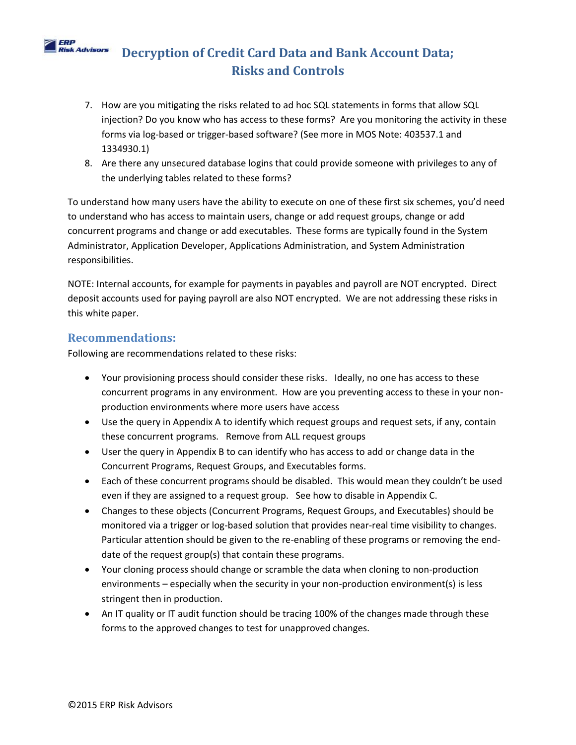7. How are you mitigating the risks related to ad hoc SQL statements in forms that allow SQL injection? Do you know who has access to these forms? Are you monitoring the activity in these forms via log-based or trigger-based software? (See more in MOS Note: 403537.1 and 1334930.1)
8. Are there any unsecured database logins that could provide someone with privileges to any of the underlying tables related to these forms?

To understand how many users have the ability to execute on one of these first six schemes, you'd need to understand who has access to maintain users, change or add request groups, change or add concurrent programs and change or add executables. These forms are typically found in the System Administrator, Application Developer, Applications Administration, and System Administration responsibilities.

NOTE: Internal accounts, for example for payments in payables and payroll are NOT encrypted. Direct deposit accounts used for paying payroll are also NOT encrypted. We are not addressing these risks in this white paper.

## Recommendations:

Following are recommendations related to these risks:

- Your provisioning process should consider these risks. Ideally, no one has access to these concurrent programs in any environment. How are you preventing access to these in your non-production environments where more users have access
- Use the query in Appendix A to identify which request groups and request sets, if any, contain these concurrent programs. Remove from ALL request groups
- User the query in Appendix B to can identify who has access to add or change data in the Concurrent Programs, Request Groups, and Executables forms.
- Each of these concurrent programs should be disabled. This would mean they couldn't be used even if they are assigned to a request group. See how to disable in Appendix C.
- Changes to these objects (Concurrent Programs, Request Groups, and Executables) should be monitored via a trigger or log-based solution that provides near-real time visibility to changes. Particular attention should be given to the re-enabling of these programs or removing the end-date of the request group(s) that contain these programs.
- Your cloning process should change or scramble the data when cloning to non-production environments – especially when the security in your non-production environment(s) is less stringent then in production.
- An IT quality or IT audit function should be tracing 100% of the changes made through these forms to the approved changes to test for unapproved changes.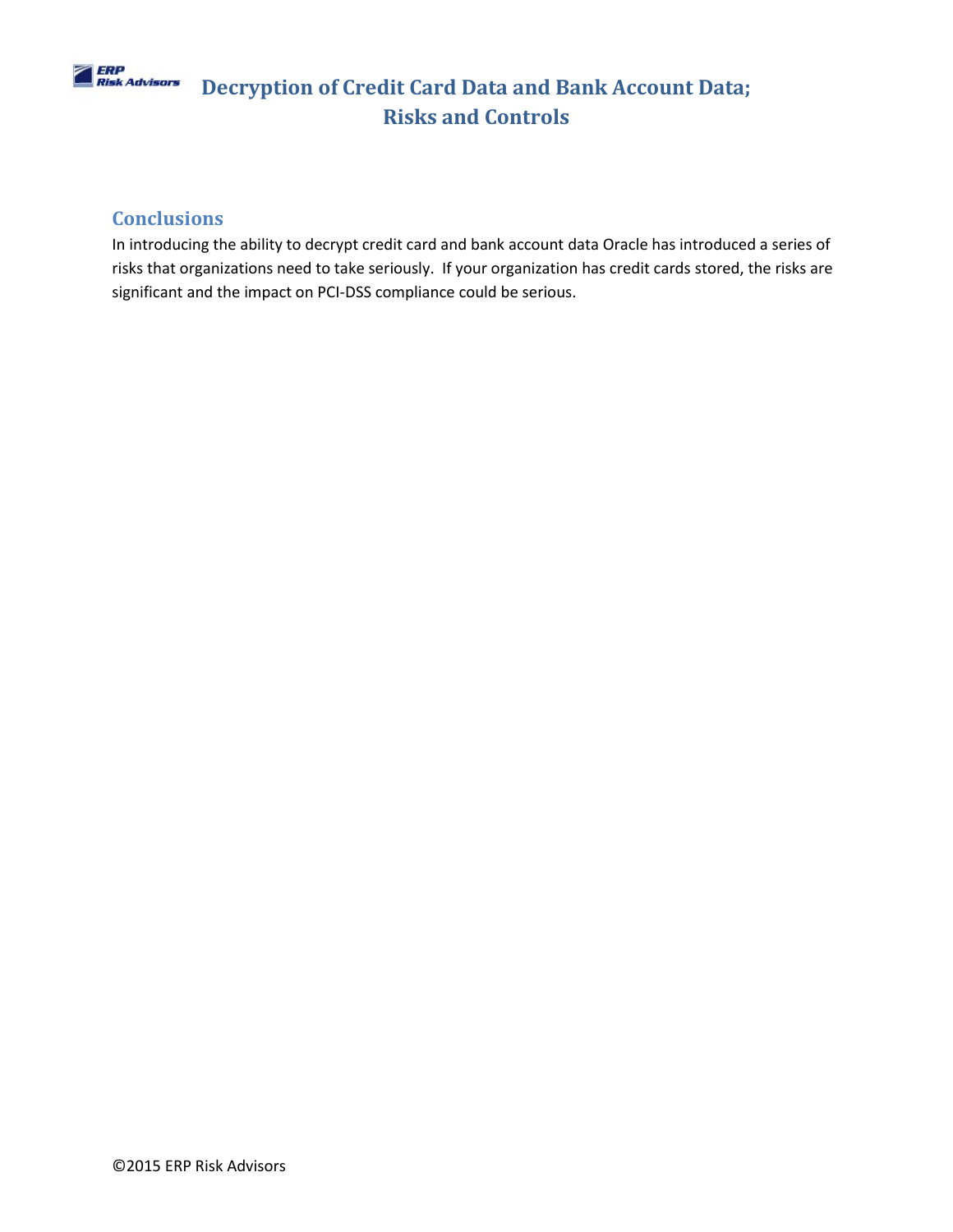## Conclusions

In introducing the ability to decrypt credit card and bank account data Oracle has introduced a series of risks that organizations need to take seriously. If your organization has credit cards stored, the risks are significant and the impact on PCI-DSS compliance could be serious.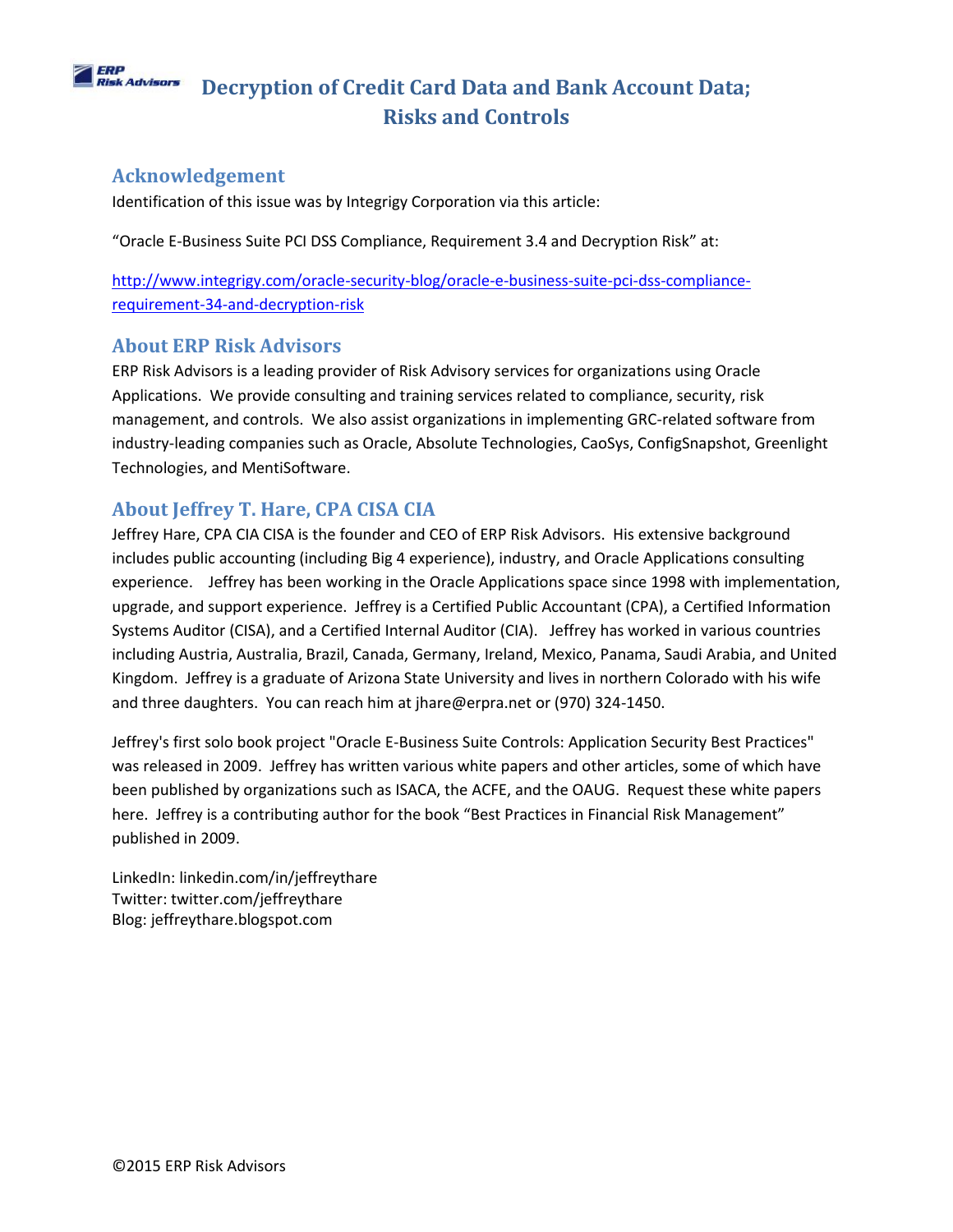# Decryption of Credit Card Data and Bank Account Data; Risks and Controls

## Acknowledgement

Identification of this issue was by Integrigy Corporation via this article:

"Oracle E-Business Suite PCI DSS Compliance, Requirement 3.4 and Decryption Risk" at:

[http://www.integrigy.com/oracle-security-blog/oracle-e-business-suite-pci-dss-compliance-requirement-34-and-decryption-risk](http://www.integrigy.com/oracle-security-blog/oracle-e-business-suite-pci-dss-compliance-requirement-34-and-decryption-risk)

## About ERP Risk Advisors

ERP Risk Advisors is a leading provider of Risk Advisory services for organizations using Oracle Applications. We provide consulting and training services related to compliance, security, risk management, and controls. We also assist organizations in implementing GRC-related software from industry-leading companies such as Oracle, Absolute Technologies, CaoSys, ConfigSnapshot, Greenlight Technologies, and MentiSoftware.

## About Jeffrey T. Hare, CPA CISA CIA

Jeffrey Hare, CPA CIA CISA is the founder and CEO of ERP Risk Advisors. His extensive background includes public accounting (including Big 4 experience), industry, and Oracle Applications consulting experience. Jeffrey has been working in the Oracle Applications space since 1998 with implementation, upgrade, and support experience. Jeffrey is a Certified Public Accountant (CPA), a Certified Information Systems Auditor (CISA), and a Certified Internal Auditor (CIA). Jeffrey has worked in various countries including Austria, Australia, Brazil, Canada, Germany, Ireland, Mexico, Panama, Saudi Arabia, and United Kingdom. Jeffrey is a graduate of Arizona State University and lives in northern Colorado with his wife and three daughters. You can reach him at jhare@erpra.net or (970) 324-1450.

Jeffrey's first solo book project "Oracle E-Business Suite Controls: Application Security Best Practices" was released in 2009. Jeffrey has written various white papers and other articles, some of which have been published by organizations such as ISACA, the ACFE, and the OAUG. Request these white papers here. Jeffrey is a contributing author for the book "Best Practices in Financial Risk Management" published in 2009.

LinkedIn: linkedin.com/in/jeffreythare
Twitter: twitter.com/jeffreythare
Blog: jeffreythare.blogspot.com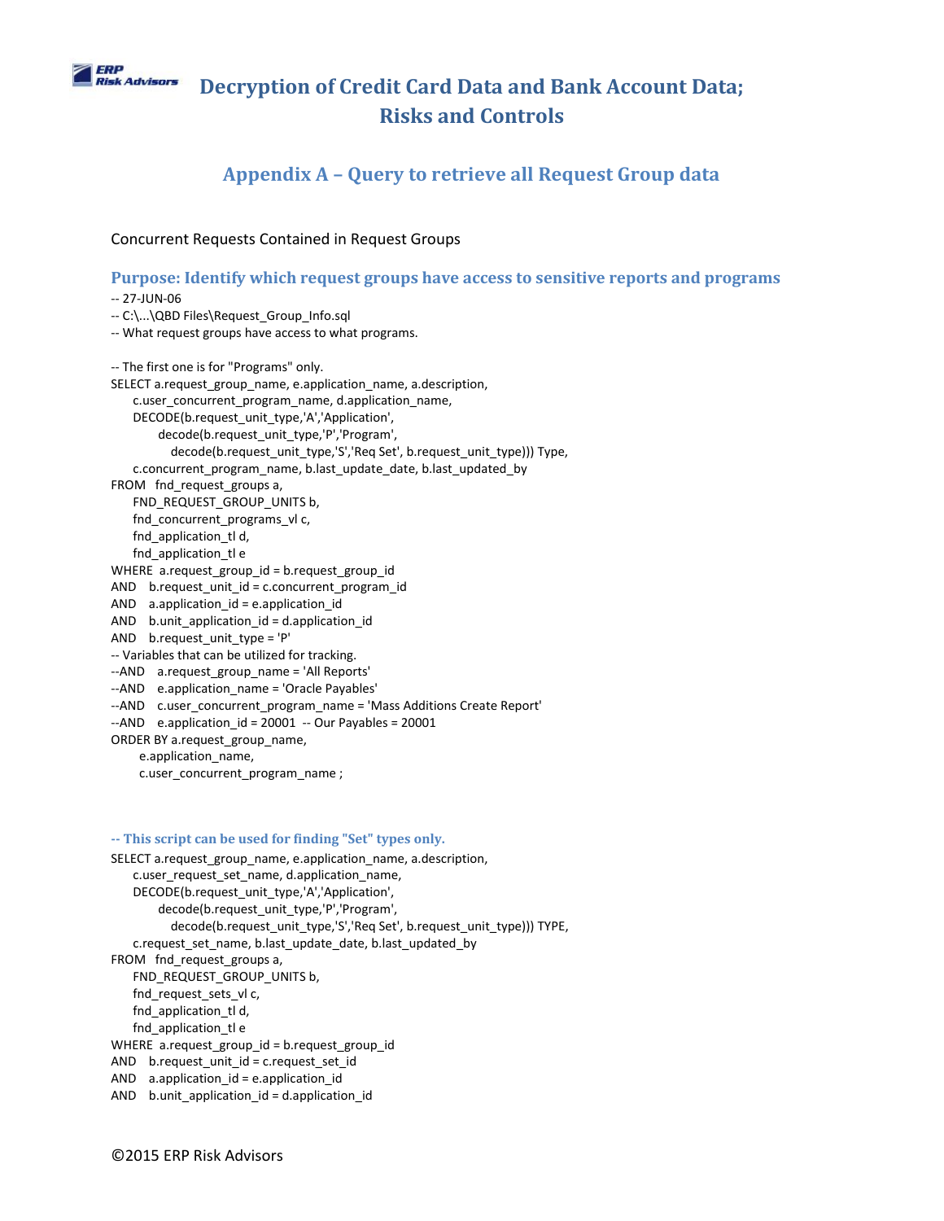# Decryption of Credit Card Data and Bank Account Data; Risks and Controls

## Appendix A – Query to retrieve all Request Group data

Concurrent Requests Contained in Request Groups

### Purpose: Identify which request groups have access to sensitive reports and programs

```
-- 27-JUN-06
-- C:\...\QBD Files\Request_Group_Info.sql
-- What request groups have access to what programs.

-- The first one is for "Programs" only.
SELECT a.request_group_name, e.application_name, a.description,
     c.user_concurrent_program_name, d.application_name,
     DECODE(b.request_unit_type,'A','Application',
          decode(b.request_unit_type,'P','Program',
             decode(b.request_unit_type,'S','Req Set', b.request_unit_type))) Type,
     c.concurrent_program_name, b.last_update_date, b.last_updated_by
FROM   fnd_request_groups a,
     FND_REQUEST_GROUP_UNITS b,
     fnd_concurrent_programs_vl c,
     fnd_application_tl d,
     fnd_application_tl e
WHERE  a.request_group_id = b.request_group_id
AND    b.request_unit_id = c.concurrent_program_id
AND    a.application_id = e.application_id
AND    b.unit_application_id = d.application_id
AND    b.request_unit_type = 'P'
-- Variables that can be utilized for tracking.
--AND    a.request_group_name = 'All Reports'
--AND    e.application_name = 'Oracle Payables'
--AND    c.user_concurrent_program_name = 'Mass Additions Create Report'
--AND    e.application_id = 20001  -- Our Payables = 20001
ORDER BY a.request_group_name,
      e.application_name,
      c.user_concurrent_program_name ;
```

**-- This script can be used for finding "Set" types only.**

```
SELECT a.request_group_name, e.application_name, a.description,
     c.user_request_set_name, d.application_name,
     DECODE(b.request_unit_type,'A','Application',
          decode(b.request_unit_type,'P','Program',
             decode(b.request_unit_type,'S','Req Set', b.request_unit_type))) TYPE,
     c.request_set_name, b.last_update_date, b.last_updated_by
FROM   fnd_request_groups a,
     FND_REQUEST_GROUP_UNITS b,
     fnd_request_sets_vl c,
     fnd_application_tl d,
     fnd_application_tl e
WHERE  a.request_group_id = b.request_group_id
AND    b.request_unit_id = c.request_set_id
AND    a.application_id = e.application_id
AND    b.unit_application_id = d.application_id
```

©2015 ERP Risk Advisors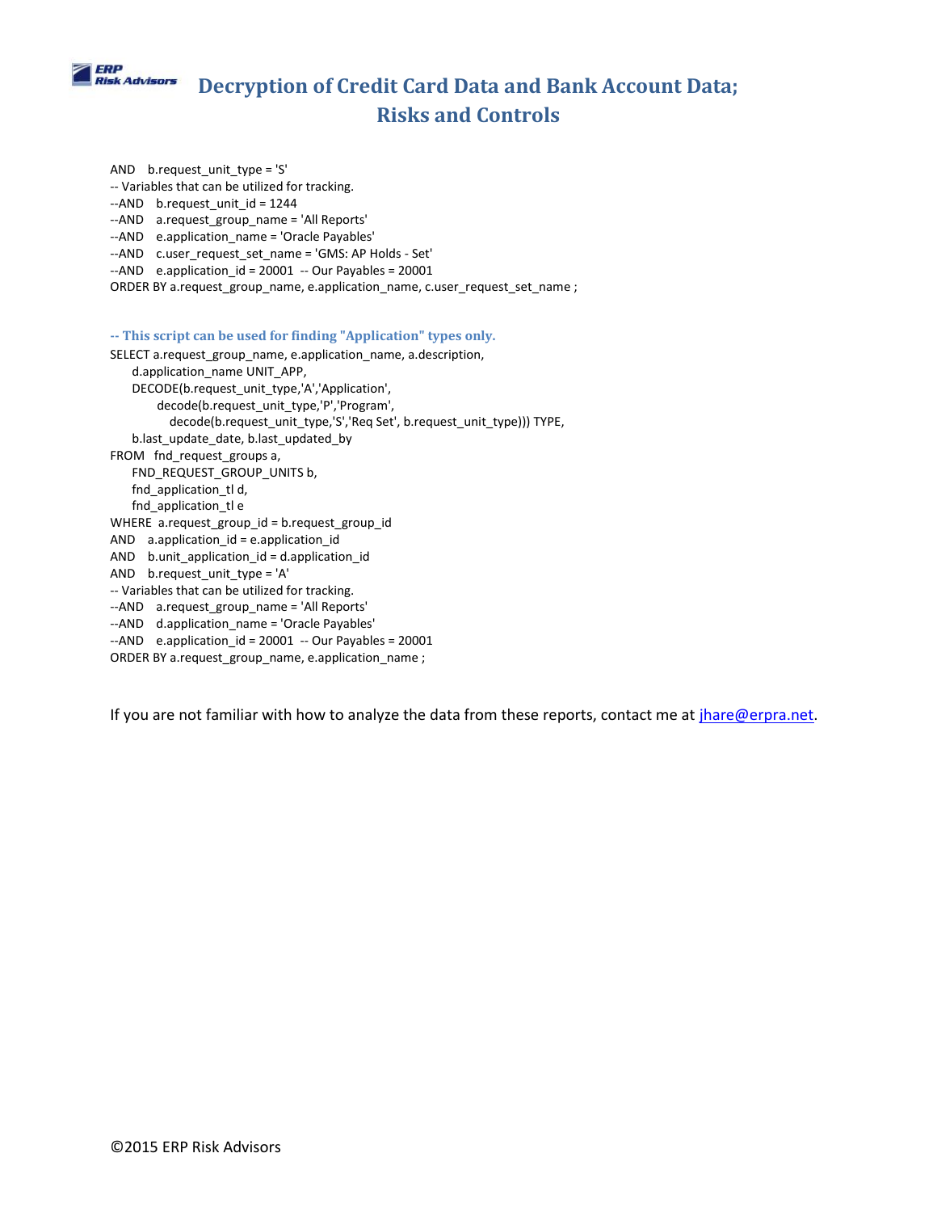```
AND    b.request_unit_type = 'S'
-- Variables that can be utilized for tracking.
--AND    b.request_unit_id = 1244
--AND    a.request_group_name = 'All Reports'
--AND    e.application_name = 'Oracle Payables'
--AND    c.user_request_set_name = 'GMS: AP Holds - Set'
--AND    e.application_id = 20001  -- Our Payables = 20001
ORDER BY a.request_group_name, e.application_name, c.user_request_set_name ;
```

**-- This script can be used for finding "Application" types only.**

```
SELECT a.request_group_name, e.application_name, a.description,
     d.application_name UNIT_APP,
     DECODE(b.request_unit_type,'A','Application',
          decode(b.request_unit_type,'P','Program',
             decode(b.request_unit_type,'S','Req Set', b.request_unit_type))) TYPE,
     b.last_update_date, b.last_updated_by
FROM   fnd_request_groups a,
     FND_REQUEST_GROUP_UNITS b,
     fnd_application_tl d,
     fnd_application_tl e
WHERE  a.request_group_id = b.request_group_id
AND    a.application_id = e.application_id
AND    b.unit_application_id = d.application_id
AND    b.request_unit_type = 'A'
-- Variables that can be utilized for tracking.
--AND    a.request_group_name = 'All Reports'
--AND    d.application_name = 'Oracle Payables'
--AND    e.application_id = 20001  -- Our Payables = 20001
ORDER BY a.request_group_name, e.application_name ;
```

If you are not familiar with how to analyze the data from these reports, contact me at jhare@erpra.net.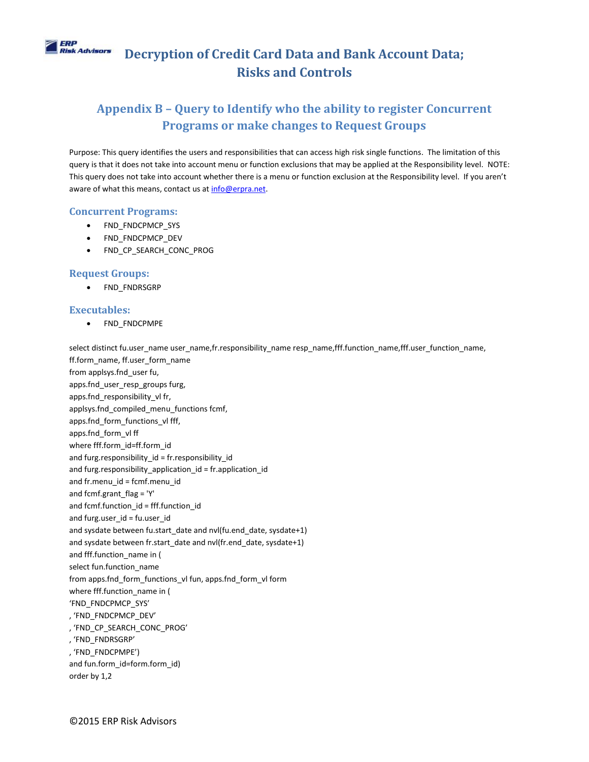# Decryption of Credit Card Data and Bank Account Data; Risks and Controls

## Appendix B – Query to Identify who the ability to register Concurrent Programs or make changes to Request Groups

Purpose: This query identifies the users and responsibilities that can access high risk single functions. The limitation of this query is that it does not take into account menu or function exclusions that may be applied at the Responsibility level. NOTE: This query does not take into account whether there is a menu or function exclusion at the Responsibility level. If you aren't aware of what this means, contact us at info@erpra.net.

### Concurrent Programs:

- FND_FNDCPMCP_SYS
- FND_FNDCPMCP_DEV
- FND_CP_SEARCH_CONC_PROG

### Request Groups:

- FND_FNDRSGRP

### Executables:

- FND_FNDCPMPE

```
select distinct fu.user_name user_name,fr.responsibility_name resp_name,fff.function_name,fff.user_function_name,
ff.form_name, ff.user_form_name
from applsys.fnd_user fu,
apps.fnd_user_resp_groups furg,
apps.fnd_responsibility_vl fr,
applsys.fnd_compiled_menu_functions fcmf,
apps.fnd_form_functions_vl fff,
apps.fnd_form_vl ff
where fff.form_id=ff.form_id
and furg.responsibility_id = fr.responsibility_id
and furg.responsibility_application_id = fr.application_id
and fr.menu_id = fcmf.menu_id
and fcmf.grant_flag = 'Y'
and fcmf.function_id = fff.function_id
and furg.user_id = fu.user_id
and sysdate between fu.start_date and nvl(fu.end_date, sysdate+1)
and sysdate between fr.start_date and nvl(fr.end_date, sysdate+1)
and fff.function_name in (
select fun.function_name
from apps.fnd_form_functions_vl fun, apps.fnd_form_vl form
where fff.function_name in (
'FND_FNDCPMCP_SYS'
, 'FND_FNDCPMCP_DEV'
, 'FND_CP_SEARCH_CONC_PROG'
, 'FND_FNDRSGRP'
, 'FND_FNDCPMPE')
and fun.form_id=form.form_id)
order by 1,2
```

©2015 ERP Risk Advisors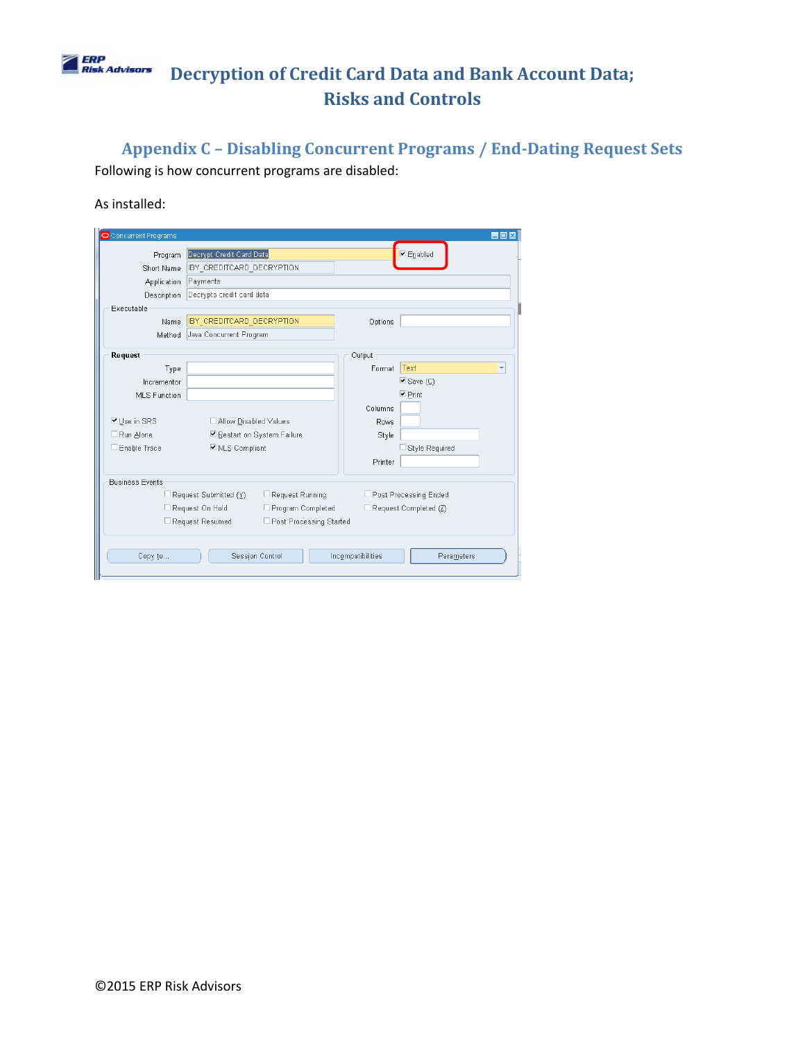## Appendix C – Disabling Concurrent Programs / End-Dating Request Sets

Following is how concurrent programs are disabled:

As installed:

©2015 ERP Risk Advisors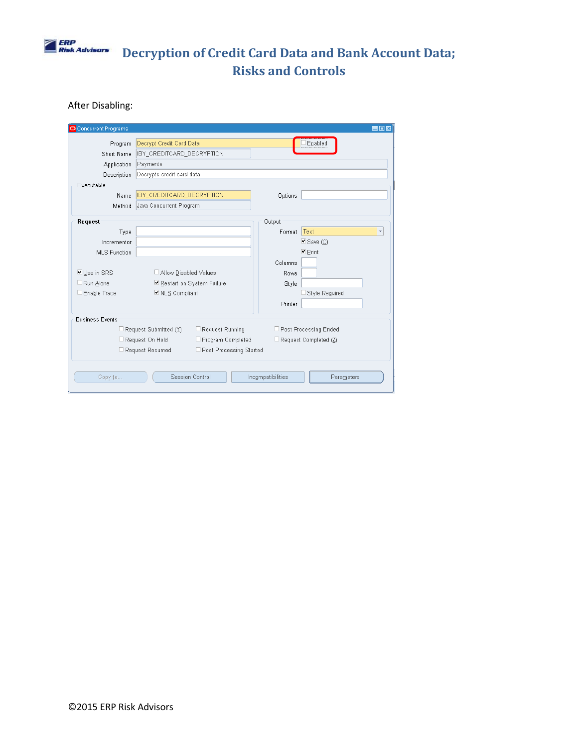After Disabling:

Concurrent Programs

| | | | |
|---|---|---|---|
| Program | Decrypt Credit Card Data | ☐ Enabled | |
| Short Name | IBY_CREDITCARD_DECRYPTION | | |
| Application | Payments | | |
| Description | Decrypts credit card data | | |

**Executable**

| | | | |
|---|---|---|---|
| Name | IBY_CREDITCARD_DECRYPTION | Options | |
| Method | Java Concurrent Program | | |

**Request**

| | |
|---|---|
| Type | |
| Incrementor | |
| MLS Function | |

- ☑ Use in SRS
- ☐ Allow Disabled Values
- ☐ Run Alone
- ☑ Restart on System Failure
- ☐ Enable Trace
- ☑ NLS Compliant

**Output**

| | |
|---|---|
| Format | Text |
| | ☑ Save (C) |
| | ☑ Print |
| Columns | |
| Rows | |
| Style | |
| | ☐ Style Required |
| Printer | |

**Business Events**

- ☐ Request Submitted (Y)
- ☐ Request Running
- ☐ Post Processing Ended
- ☐ Request On Hold
- ☐ Program Completed
- ☐ Request Completed (Z)
- ☐ Request Resumed
- ☐ Post Processing Started

Copy to... | Session Control | Incompatibilities | Parameters

©2015 ERP Risk Advisors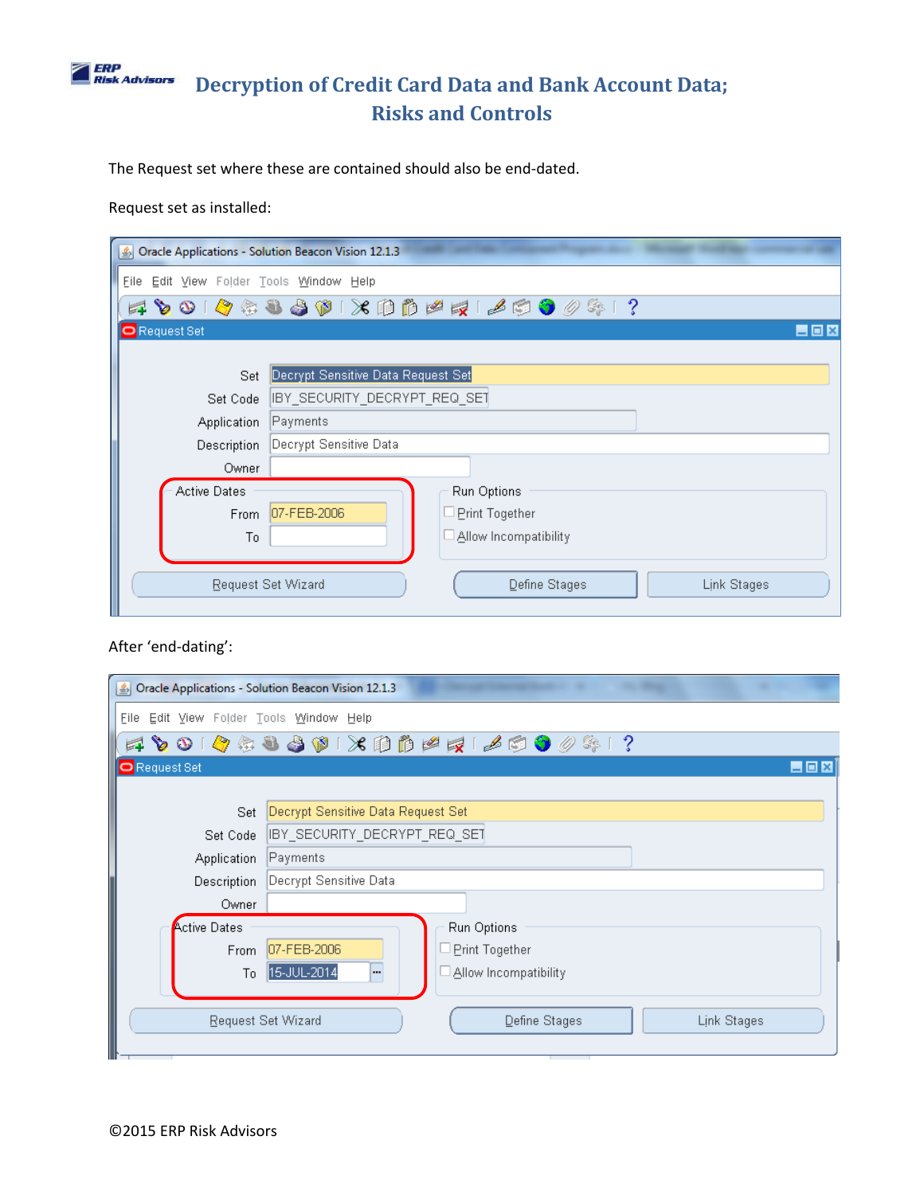The Request set where these are contained should also be end-dated.

Request set as installed:

After 'end-dating':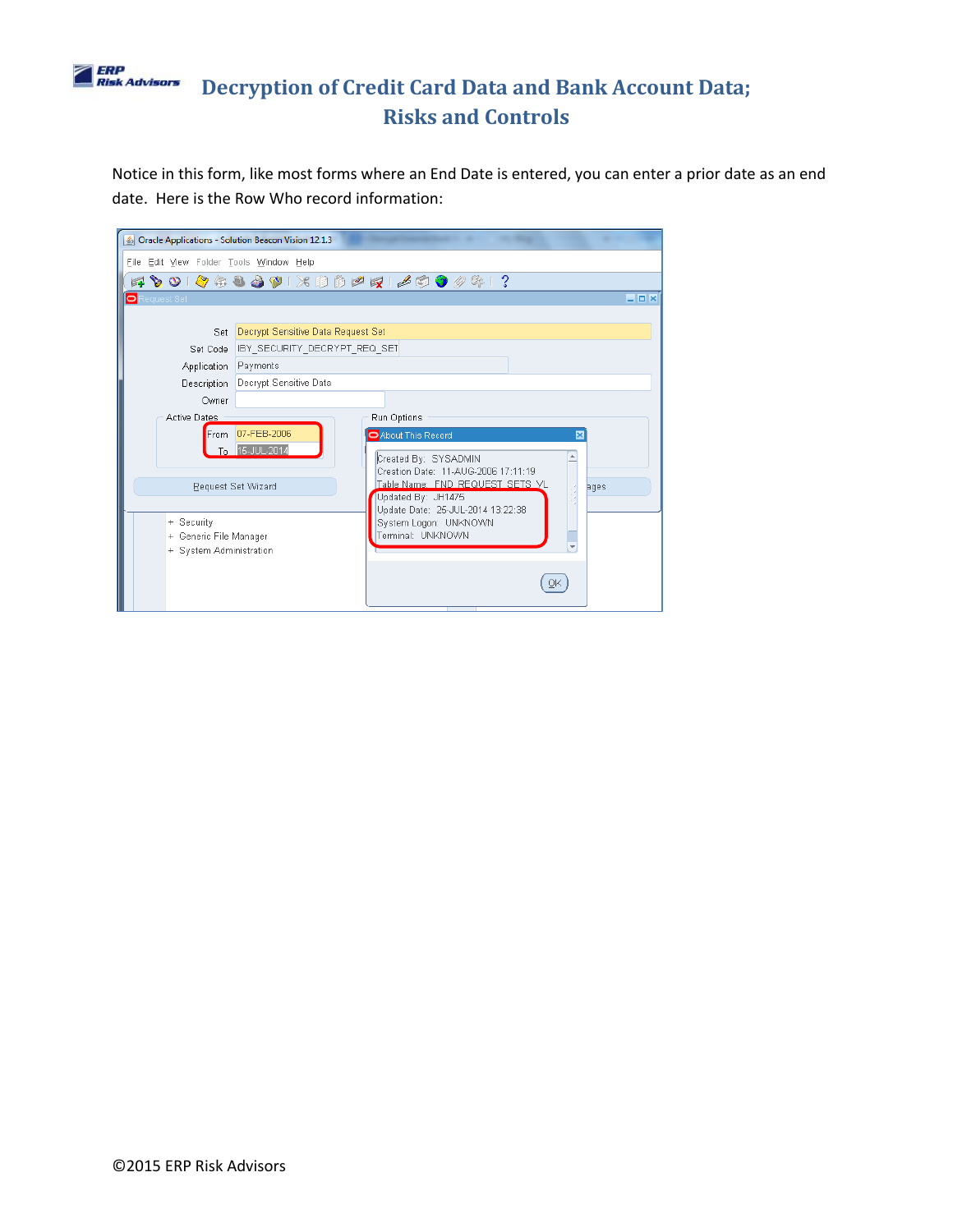Notice in this form, like most forms where an End Date is entered, you can enter a prior date as an end date. Here is the Row Who record information: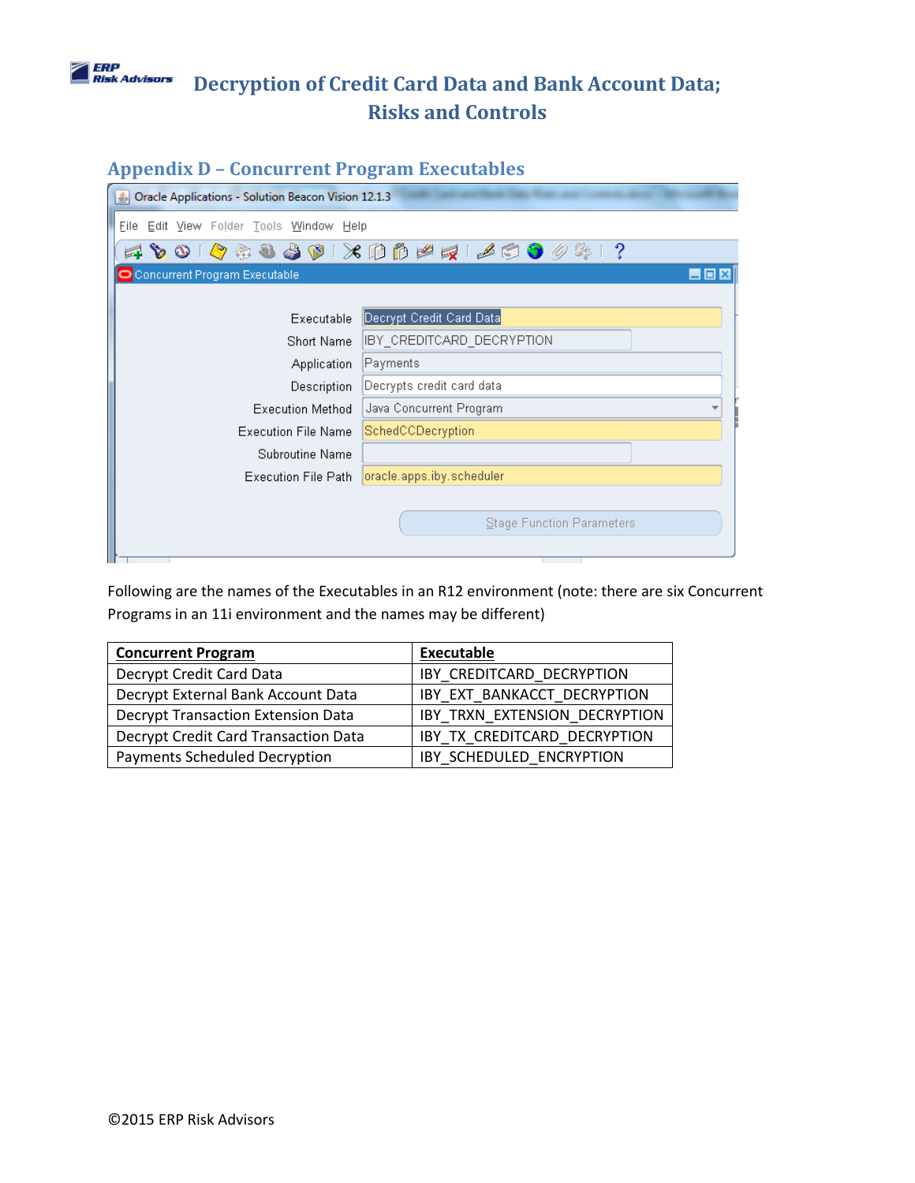## Appendix D – Concurrent Program Executables

Oracle Applications - Solution Beacon Vision 12.1.3

File Edit View Folder Tools Window Help

Concurrent Program Executable

Executable: Decrypt Credit Card Data
Short Name: IBY_CREDITCARD_DECRYPTION
Application: Payments
Description: Decrypts credit card data
Execution Method: Java Concurrent Program
Execution File Name: SchedCCDecryption
Subroutine Name:
Execution File Path: oracle.apps.iby.scheduler

Stage Function Parameters

Following are the names of the Executables in an R12 environment (note: there are six Concurrent Programs in an 11i environment and the names may be different)

| Concurrent Program | Executable |
|---|---|
| Decrypt Credit Card Data | IBY_CREDITCARD_DECRYPTION |
| Decrypt External Bank Account Data | IBY_EXT_BANKACCT_DECRYPTION |
| Decrypt Transaction Extension Data | IBY_TRXN_EXTENSION_DECRYPTION |
| Decrypt Credit Card Transaction Data | IBY_TX_CREDITCARD_DECRYPTION |
| Payments Scheduled Decryption | IBY_SCHEDULED_ENCRYPTION |

©2015 ERP Risk Advisors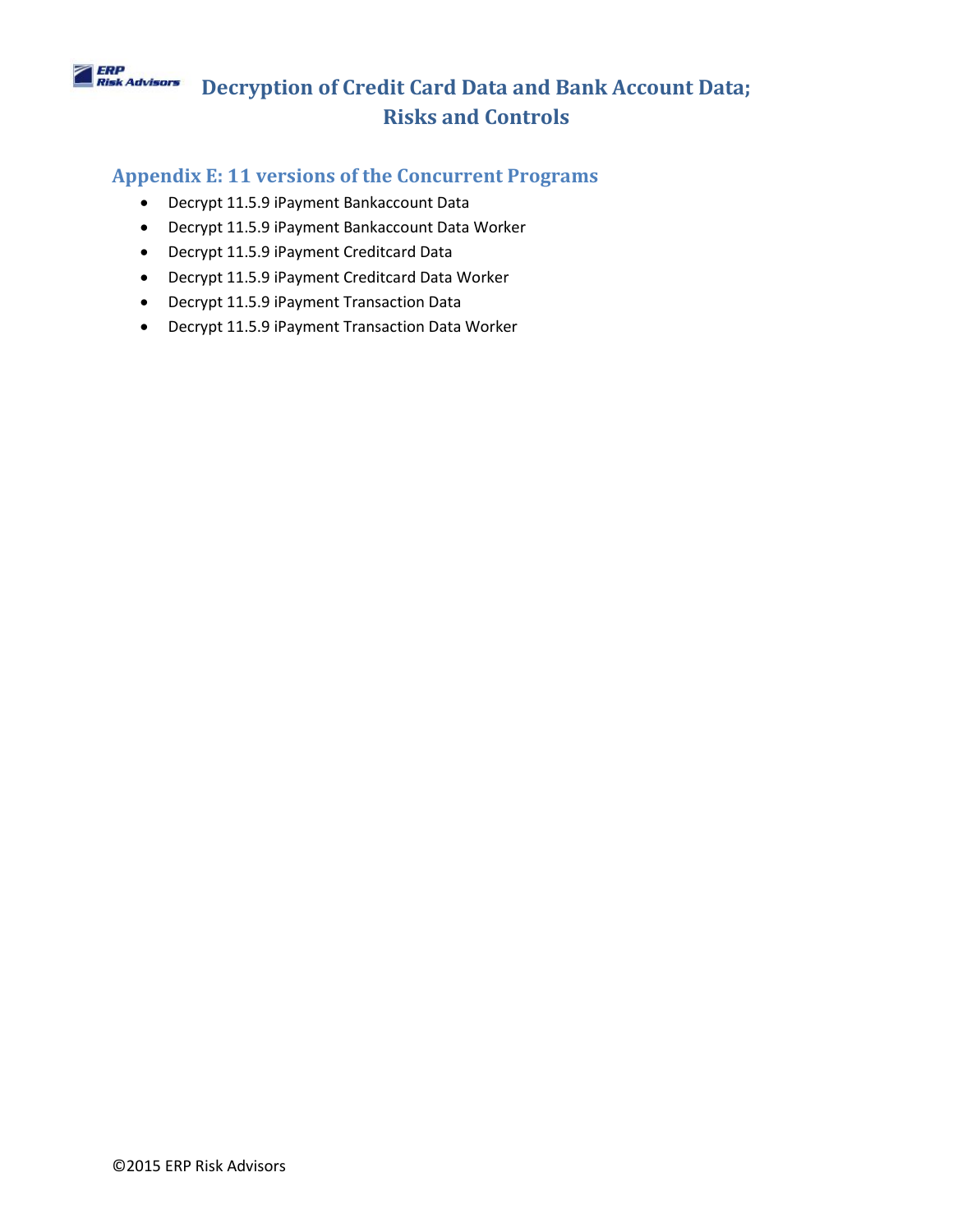## Appendix E: 11 versions of the Concurrent Programs

- Decrypt 11.5.9 iPayment Bankaccount Data
- Decrypt 11.5.9 iPayment Bankaccount Data Worker
- Decrypt 11.5.9 iPayment Creditcard Data
- Decrypt 11.5.9 iPayment Creditcard Data Worker
- Decrypt 11.5.9 iPayment Transaction Data
- Decrypt 11.5.9 iPayment Transaction Data Worker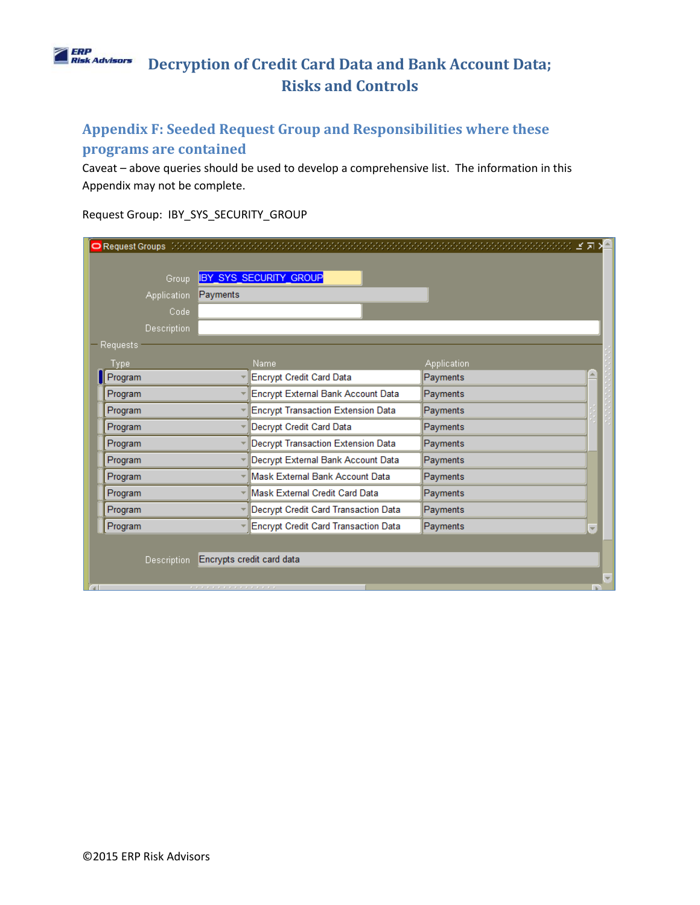## Appendix F: Seeded Request Group and Responsibilities where these programs are contained

Caveat – above queries should be used to develop a comprehensive list. The information in this Appendix may not be complete.

Request Group: IBY_SYS_SECURITY_GROUP

Request Groups

Group: IBY_SYS_SECURITY_GROUP

Application: Payments

Code:

Description:

Requests

| Type | Name | Application |
|---|---|---|
| Program | Encrypt Credit Card Data | Payments |
| Program | Encrypt External Bank Account Data | Payments |
| Program | Encrypt Transaction Extension Data | Payments |
| Program | Decrypt Credit Card Data | Payments |
| Program | Decrypt Transaction Extension Data | Payments |
| Program | Decrypt External Bank Account Data | Payments |
| Program | Mask External Bank Account Data | Payments |
| Program | Mask External Credit Card Data | Payments |
| Program | Decrypt Credit Card Transaction Data | Payments |
| Program | Encrypt Credit Card Transaction Data | Payments |

Description: Encrypts credit card data

©2015 ERP Risk Advisors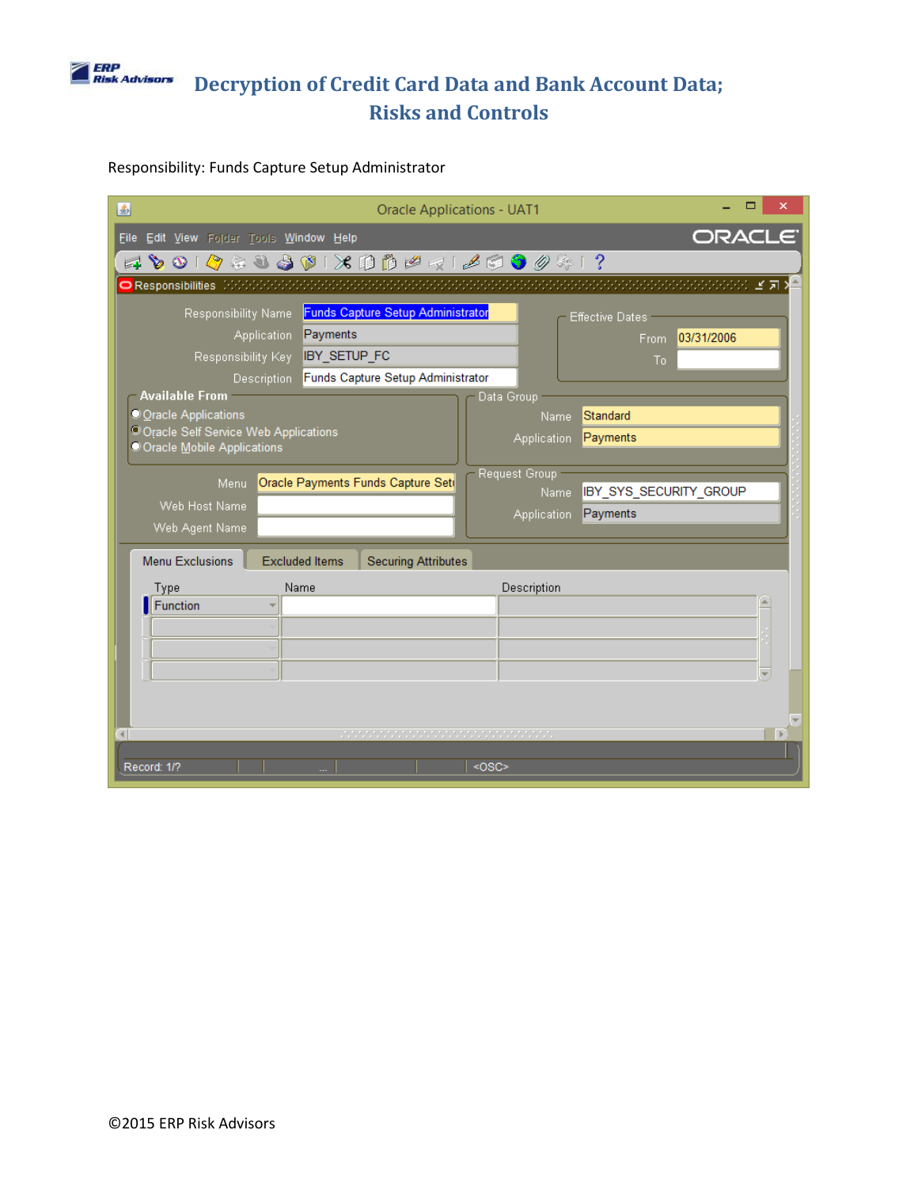Responsibility: Funds Capture Setup Administrator

Oracle Applications - UAT1

File Edit View Folder Tools Window Help

Responsibilities

Responsibility Name: Funds Capture Setup Administrator

Application: Payments

Responsibility Key: IBY_SETUP_FC

Description: Funds Capture Setup Administrator

Effective Dates

From: 03/31/2006

To:

Available From

- Oracle Applications
- Oracle Self Service Web Applications
- Oracle Mobile Applications

Data Group

Name: Standard

Application: Payments

Menu: Oracle Payments Funds Capture Setu

Web Host Name:

Web Agent Name:

Request Group

Name: IBY_SYS_SECURITY_GROUP

Application: Payments

Menu Exclusions | Excluded Items | Securing Attributes

| Type | Name | Description |
| --- | --- | --- |
| Function | | |
| | | |
| | | |
| | | |

Record: 1/? <OSC>

©2015 ERP Risk Advisors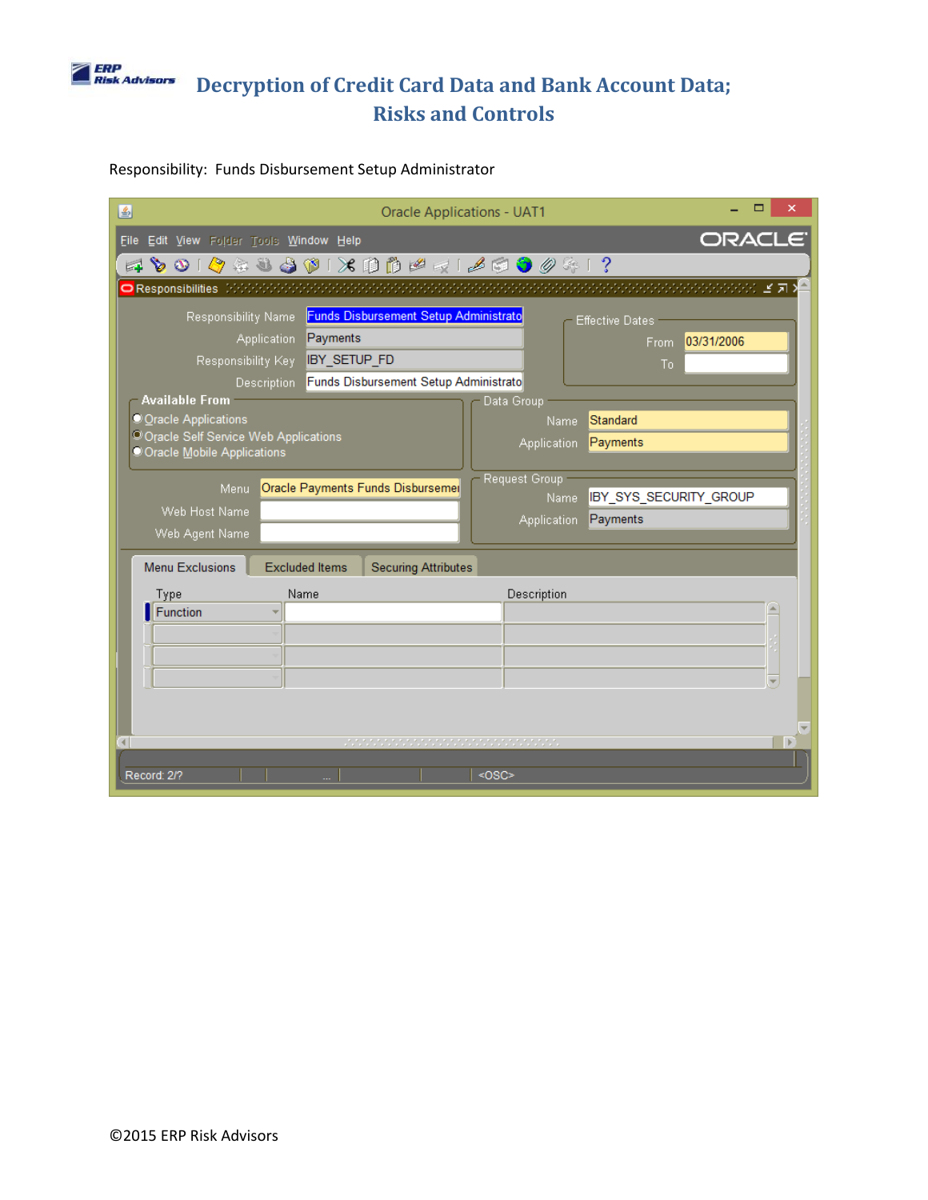Responsibility: Funds Disbursement Setup Administrator

Oracle Applications - UAT1

File Edit View Folder Tools Window Help

Responsibilities

Responsibility Name: Funds Disbursement Setup Administrato

Application: Payments

Responsibility Key: IBY_SETUP_FD

Description: Funds Disbursement Setup Administrato

Effective Dates

From: 03/31/2006

To:

Available From

- Oracle Applications
- Oracle Self Service Web Applications
- Oracle Mobile Applications

Data Group

Name: Standard

Application: Payments

Menu: Oracle Payments Funds Disburseme

Web Host Name:

Web Agent Name:

Request Group

Name: IBY_SYS_SECURITY_GROUP

Application: Payments

Menu Exclusions | Excluded Items | Securing Attributes

| Type | Name | Description |
| --- | --- | --- |
| Function | | |
| | | |
| | | |
| | | |

Record: 2/? <OSC>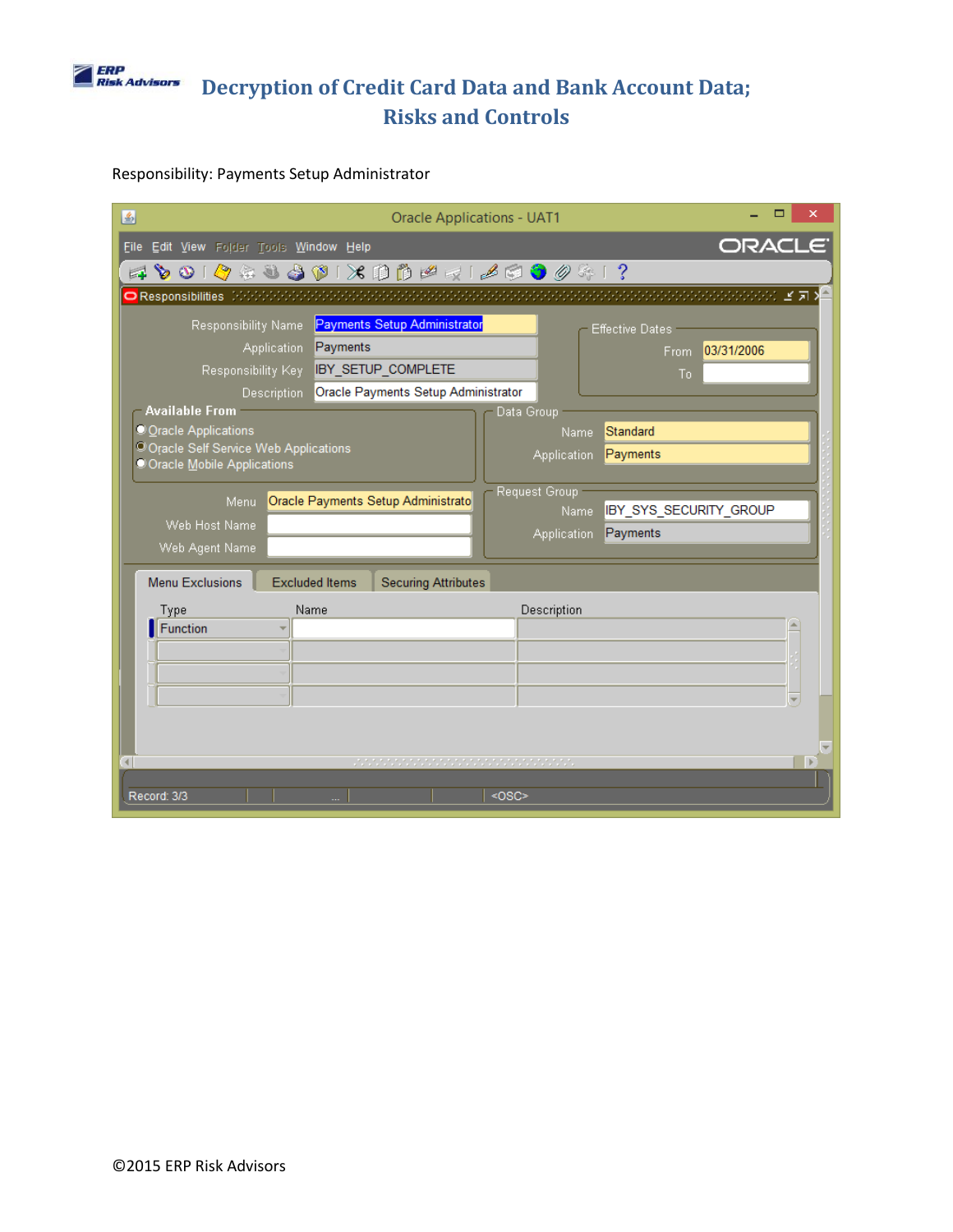Responsibility: Payments Setup Administrator

Oracle Applications - UAT1

File Edit View Folder Tools Window Help

Responsibilities

Responsibility Name: Payments Setup Administrator

Application: Payments

Responsibility Key: IBY_SETUP_COMPLETE

Description: Oracle Payments Setup Administrator

Effective Dates

From: 03/31/2006

To:

Available From

- Oracle Applications
- Oracle Self Service Web Applications
- Oracle Mobile Applications

Data Group

Name: Standard

Application: Payments

Menu: Oracle Payments Setup Administrato

Web Host Name:

Web Agent Name:

Request Group

Name: IBY_SYS_SECURITY_GROUP

Application: Payments

Menu Exclusions | Excluded Items | Securing Attributes

| Type | Name | Description |
|---|---|---|
| Function | | |

Record: 3/3 <OSC>